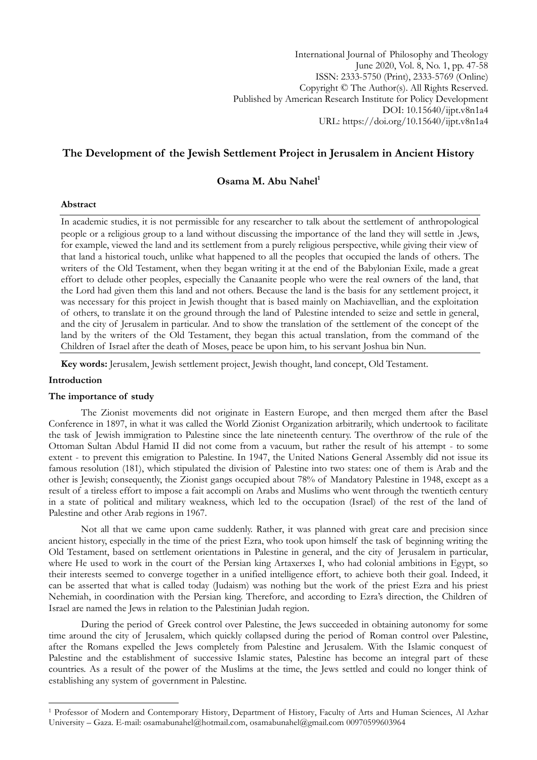International Journal of Philosophy and Theology
June 2020, Vol. 8, No. 1, pp. 47-58
ISSN: 2333-5750 (Print), 2333-5769 (Online)
Copyright © The Author(s). All Rights Reserved.
Published by American Research Institute for Policy Development
DOI: 10.15640/ijpt.v8n1a4
URL: https://doi.org/10.15640/ijpt.v8n1a4

# The Development of the Jewish Settlement Project in Jerusalem in Ancient History

**Osama M. Abu Nahel**[1]

## Abstract

In academic studies, it is not permissible for any researcher to talk about the settlement of anthropological people or a religious group to a land without discussing the importance of the land they will settle in .Jews, for example, viewed the land and its settlement from a purely religious perspective, while giving their view of that land a historical touch, unlike what happened to all the peoples that occupied the lands of others. The writers of the Old Testament, when they began writing it at the end of the Babylonian Exile, made a great effort to delude other peoples, especially the Canaanite people who were the real owners of the land, that the Lord had given them this land and not others. Because the land is the basis for any settlement project, it was necessary for this project in Jewish thought that is based mainly on Machiavellian, and the exploitation of others, to translate it on the ground through the land of Palestine intended to seize and settle in general, and the city of Jerusalem in particular. And to show the translation of the settlement of the concept of the land by the writers of the Old Testament, they began this actual translation, from the command of the Children of Israel after the death of Moses, peace be upon him, to his servant Joshua bin Nun.

**Key words:** Jerusalem, Jewish settlement project, Jewish thought, land concept, Old Testament.

## Introduction

### The importance of study

The Zionist movements did not originate in Eastern Europe, and then merged them after the Basel Conference in 1897, in what it was called the World Zionist Organization arbitrarily, which undertook to facilitate the task of Jewish immigration to Palestine since the late nineteenth century. The overthrow of the rule of the Ottoman Sultan Abdul Hamid II did not come from a vacuum, but rather the result of his attempt - to some extent - to prevent this emigration to Palestine. In 1947, the United Nations General Assembly did not issue its famous resolution (181), which stipulated the division of Palestine into two states: one of them is Arab and the other is Jewish; consequently, the Zionist gangs occupied about 78% of Mandatory Palestine in 1948, except as a result of a tireless effort to impose a fait accompli on Arabs and Muslims who went through the twentieth century in a state of political and military weakness, which led to the occupation (Israel) of the rest of the land of Palestine and other Arab regions in 1967.

Not all that we came upon came suddenly. Rather, it was planned with great care and precision since ancient history, especially in the time of the priest Ezra, who took upon himself the task of beginning writing the Old Testament, based on settlement orientations in Palestine in general, and the city of Jerusalem in particular, where He used to work in the court of the Persian king Artaxerxes I, who had colonial ambitions in Egypt, so their interests seemed to converge together in a unified intelligence effort, to achieve both their goal. Indeed, it can be asserted that what is called today (Judaism) was nothing but the work of the priest Ezra and his priest Nehemiah, in coordination with the Persian king. Therefore, and according to Ezra's direction, the Children of Israel are named the Jews in relation to the Palestinian Judah region.

During the period of Greek control over Palestine, the Jews succeeded in obtaining autonomy for some time around the city of Jerusalem, which quickly collapsed during the period of Roman control over Palestine, after the Romans expelled the Jews completely from Palestine and Jerusalem. With the Islamic conquest of Palestine and the establishment of successive Islamic states, Palestine has become an integral part of these countries. As a result of the power of the Muslims at the time, the Jews settled and could no longer think of establishing any system of government in Palestine.

---

[1] Professor of Modern and Contemporary History, Department of History, Faculty of Arts and Human Sciences, Al Azhar University – Gaza. E-mail: osamabunahel@hotmail.com, osamabunahel@gmail.com 00970599603964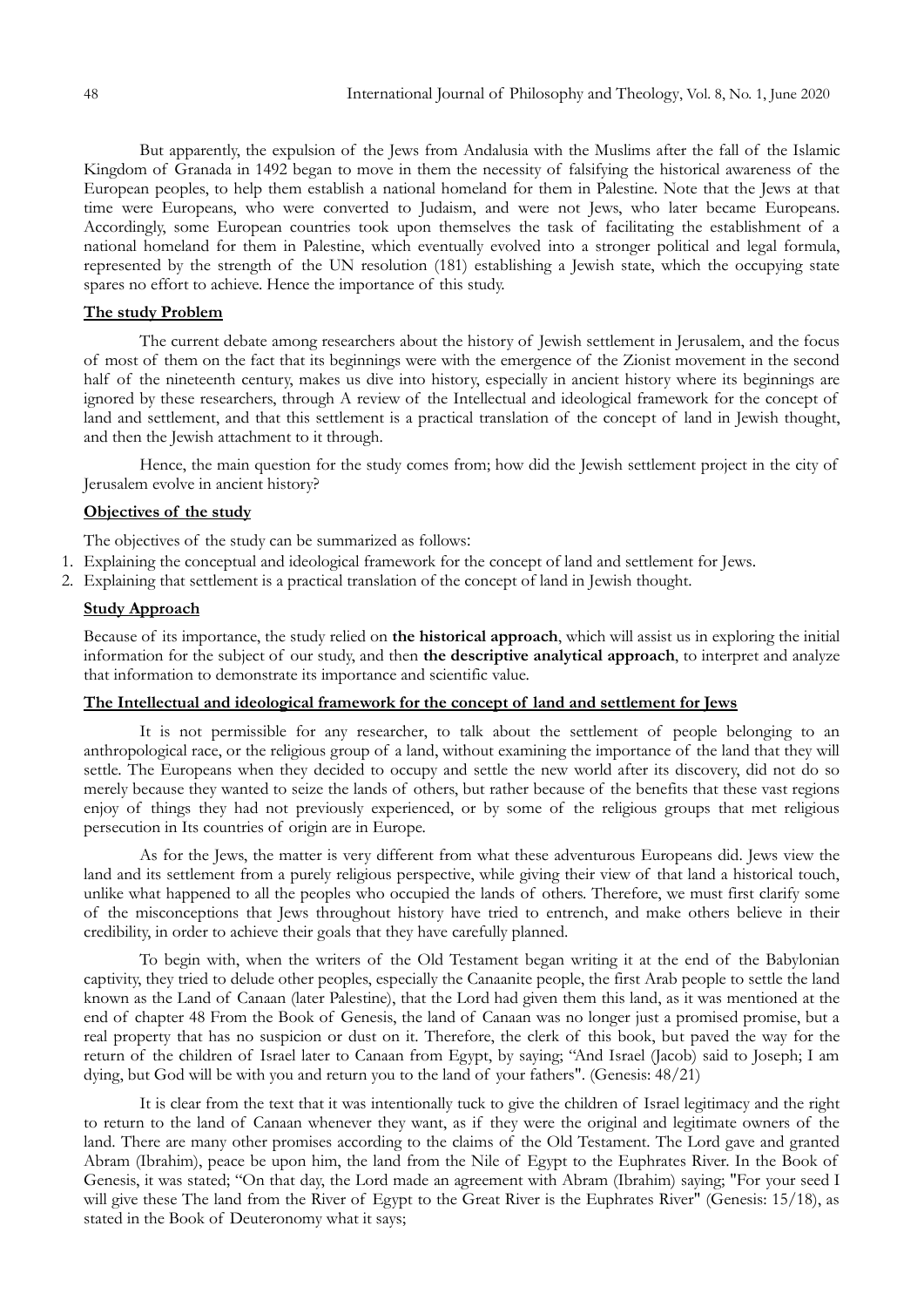But apparently, the expulsion of the Jews from Andalusia with the Muslims after the fall of the Islamic Kingdom of Granada in 1492 began to move in them the necessity of falsifying the historical awareness of the European peoples, to help them establish a national homeland for them in Palestine. Note that the Jews at that time were Europeans, who were converted to Judaism, and were not Jews, who later became Europeans. Accordingly, some European countries took upon themselves the task of facilitating the establishment of a national homeland for them in Palestine, which eventually evolved into a stronger political and legal formula, represented by the strength of the UN resolution (181) establishing a Jewish state, which the occupying state spares no effort to achieve. Hence the importance of this study.

## The study Problem

The current debate among researchers about the history of Jewish settlement in Jerusalem, and the focus of most of them on the fact that its beginnings were with the emergence of the Zionist movement in the second half of the nineteenth century, makes us dive into history, especially in ancient history where its beginnings are ignored by these researchers, through A review of the Intellectual and ideological framework for the concept of land and settlement, and that this settlement is a practical translation of the concept of land in Jewish thought, and then the Jewish attachment to it through.

Hence, the main question for the study comes from; how did the Jewish settlement project in the city of Jerusalem evolve in ancient history?

## Objectives of the study

The objectives of the study can be summarized as follows:

1. Explaining the conceptual and ideological framework for the concept of land and settlement for Jews.
2. Explaining that settlement is a practical translation of the concept of land in Jewish thought.

## Study Approach

Because of its importance, the study relied on **the historical approach**, which will assist us in exploring the initial information for the subject of our study, and then **the descriptive analytical approach**, to interpret and analyze that information to demonstrate its importance and scientific value.

## The Intellectual and ideological framework for the concept of land and settlement for Jews

It is not permissible for any researcher, to talk about the settlement of people belonging to an anthropological race, or the religious group of a land, without examining the importance of the land that they will settle. The Europeans when they decided to occupy and settle the new world after its discovery, did not do so merely because they wanted to seize the lands of others, but rather because of the benefits that these vast regions enjoy of things they had not previously experienced, or by some of the religious groups that met religious persecution in Its countries of origin are in Europe.

As for the Jews, the matter is very different from what these adventurous Europeans did. Jews view the land and its settlement from a purely religious perspective, while giving their view of that land a historical touch, unlike what happened to all the peoples who occupied the lands of others. Therefore, we must first clarify some of the misconceptions that Jews throughout history have tried to entrench, and make others believe in their credibility, in order to achieve their goals that they have carefully planned.

To begin with, when the writers of the Old Testament began writing it at the end of the Babylonian captivity, they tried to delude other peoples, especially the Canaanite people, the first Arab people to settle the land known as the Land of Canaan (later Palestine), that the Lord had given them this land, as it was mentioned at the end of chapter 48 From the Book of Genesis, the land of Canaan was no longer just a promised promise, but a real property that has no suspicion or dust on it. Therefore, the clerk of this book, but paved the way for the return of the children of Israel later to Canaan from Egypt, by saying; "And Israel (Jacob) said to Joseph; I am dying, but God will be with you and return you to the land of your fathers". (Genesis: 48/21)

It is clear from the text that it was intentionally tuck to give the children of Israel legitimacy and the right to return to the land of Canaan whenever they want, as if they were the original and legitimate owners of the land. There are many other promises according to the claims of the Old Testament. The Lord gave and granted Abram (Ibrahim), peace be upon him, the land from the Nile of Egypt to the Euphrates River. In the Book of Genesis, it was stated; "On that day, the Lord made an agreement with Abram (Ibrahim) saying; "For your seed I will give these The land from the River of Egypt to the Great River is the Euphrates River" (Genesis: 15/18), as stated in the Book of Deuteronomy what it says;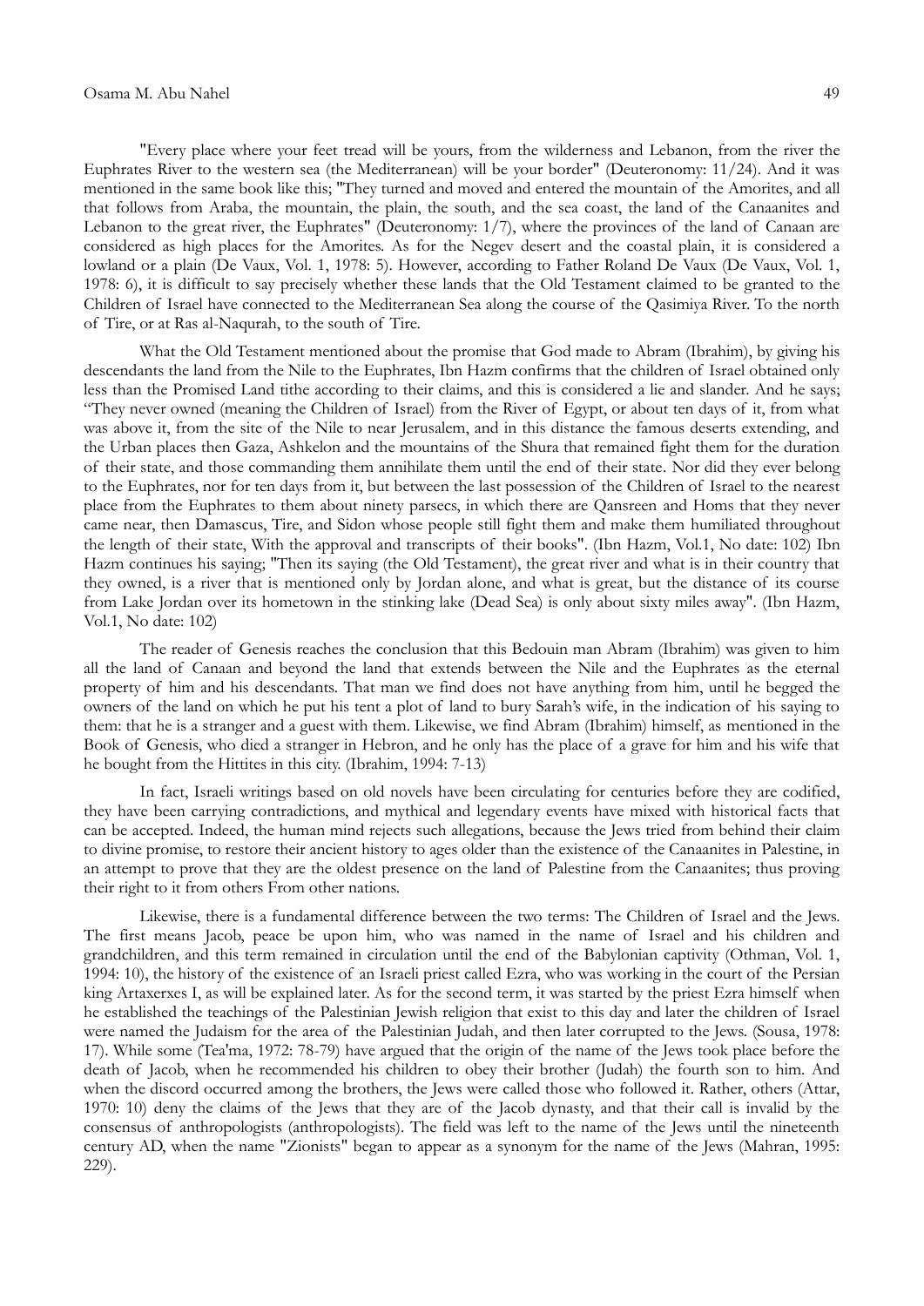"Every place where your feet tread will be yours, from the wilderness and Lebanon, from the river the Euphrates River to the western sea (the Mediterranean) will be your border" (Deuteronomy: 11/24). And it was mentioned in the same book like this; "They turned and moved and entered the mountain of the Amorites, and all that follows from Araba, the mountain, the plain, the south, and the sea coast, the land of the Canaanites and Lebanon to the great river, the Euphrates" (Deuteronomy: 1/7), where the provinces of the land of Canaan are considered as high places for the Amorites. As for the Negev desert and the coastal plain, it is considered a lowland or a plain (De Vaux, Vol. 1, 1978: 5). However, according to Father Roland De Vaux (De Vaux, Vol. 1, 1978: 6), it is difficult to say precisely whether these lands that the Old Testament claimed to be granted to the Children of Israel have connected to the Mediterranean Sea along the course of the Qasimiya River. To the north of Tire, or at Ras al-Naqurah, to the south of Tire.

What the Old Testament mentioned about the promise that God made to Abram (Ibrahim), by giving his descendants the land from the Nile to the Euphrates, Ibn Hazm confirms that the children of Israel obtained only less than the Promised Land tithe according to their claims, and this is considered a lie and slander. And he says; "They never owned (meaning the Children of Israel) from the River of Egypt, or about ten days of it, from what was above it, from the site of the Nile to near Jerusalem, and in this distance the famous deserts extending, and the Urban places then Gaza, Ashkelon and the mountains of the Shura that remained fight them for the duration of their state, and those commanding them annihilate them until the end of their state. Nor did they ever belong to the Euphrates, nor for ten days from it, but between the last possession of the Children of Israel to the nearest place from the Euphrates to them about ninety parsecs, in which there are Qansreen and Homs that they never came near, then Damascus, Tire, and Sidon whose people still fight them and make them humiliated throughout the length of their state, With the approval and transcripts of their books". (Ibn Hazm, Vol.1, No date: 102) Ibn Hazm continues his saying; "Then its saying (the Old Testament), the great river and what is in their country that they owned, is a river that is mentioned only by Jordan alone, and what is great, but the distance of its course from Lake Jordan over its hometown in the stinking lake (Dead Sea) is only about sixty miles away". (Ibn Hazm, Vol.1, No date: 102)

The reader of Genesis reaches the conclusion that this Bedouin man Abram (Ibrahim) was given to him all the land of Canaan and beyond the land that extends between the Nile and the Euphrates as the eternal property of him and his descendants. That man we find does not have anything from him, until he begged the owners of the land on which he put his tent a plot of land to bury Sarah's wife, in the indication of his saying to them: that he is a stranger and a guest with them. Likewise, we find Abram (Ibrahim) himself, as mentioned in the Book of Genesis, who died a stranger in Hebron, and he only has the place of a grave for him and his wife that he bought from the Hittites in this city. (Ibrahim, 1994: 7-13)

In fact, Israeli writings based on old novels have been circulating for centuries before they are codified, they have been carrying contradictions, and mythical and legendary events have mixed with historical facts that can be accepted. Indeed, the human mind rejects such allegations, because the Jews tried from behind their claim to divine promise, to restore their ancient history to ages older than the existence of the Canaanites in Palestine, in an attempt to prove that they are the oldest presence on the land of Palestine from the Canaanites; thus proving their right to it from others From other nations.

Likewise, there is a fundamental difference between the two terms: The Children of Israel and the Jews. The first means Jacob, peace be upon him, who was named in the name of Israel and his children and grandchildren, and this term remained in circulation until the end of the Babylonian captivity (Othman, Vol. 1, 1994: 10), the history of the existence of an Israeli priest called Ezra, who was working in the court of the Persian king Artaxerxes I, as will be explained later. As for the second term, it was started by the priest Ezra himself when he established the teachings of the Palestinian Jewish religion that exist to this day and later the children of Israel were named the Judaism for the area of the Palestinian Judah, and then later corrupted to the Jews. (Sousa, 1978: 17). While some (Tea'ma, 1972: 78-79) have argued that the origin of the name of the Jews took place before the death of Jacob, when he recommended his children to obey their brother (Judah) the fourth son to him. And when the discord occurred among the brothers, the Jews were called those who followed it. Rather, others (Attar, 1970: 10) deny the claims of the Jews that they are of the Jacob dynasty, and that their call is invalid by the consensus of anthropologists (anthropologists). The field was left to the name of the Jews until the nineteenth century AD, when the name "Zionists" began to appear as a synonym for the name of the Jews (Mahran, 1995: 229).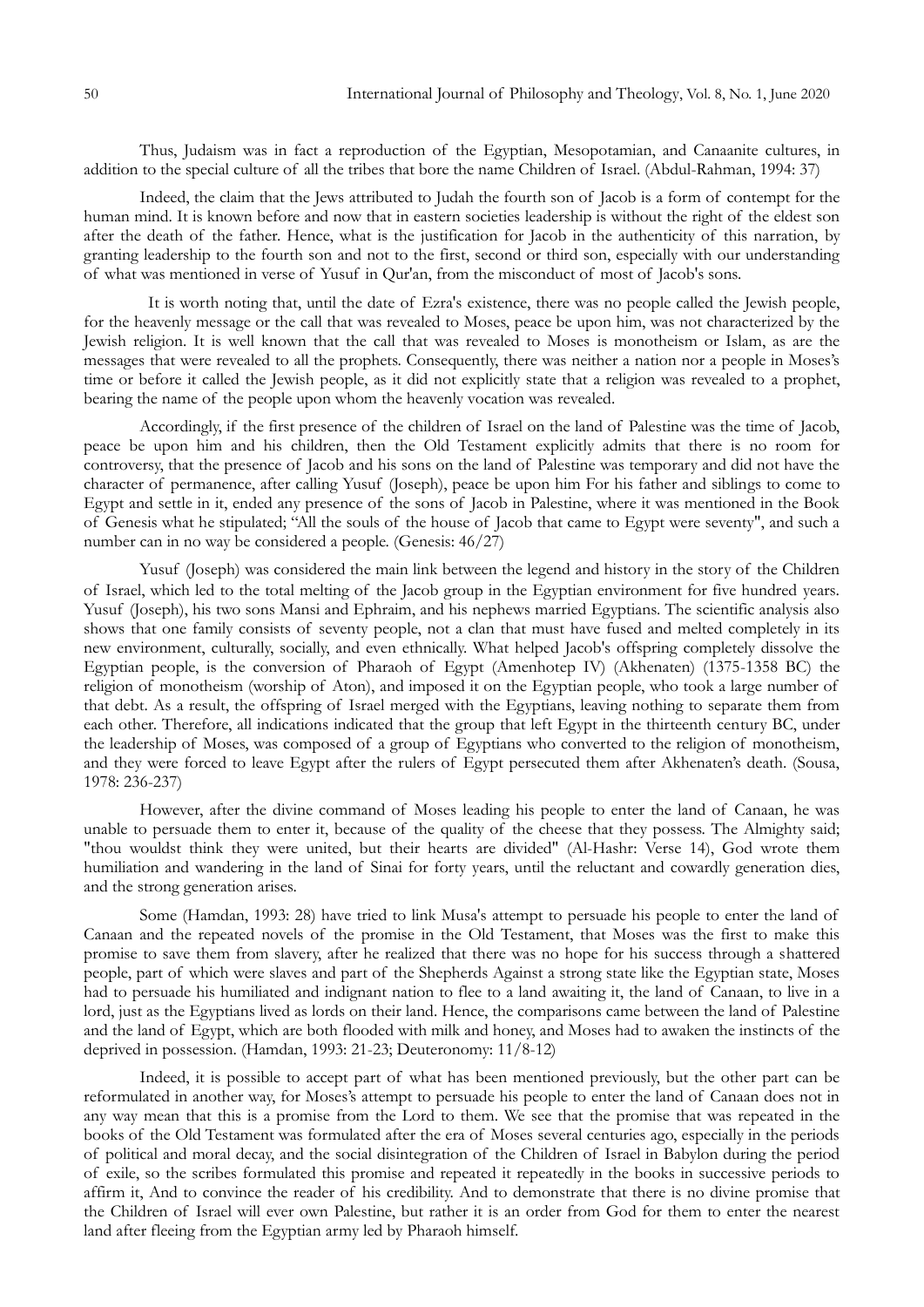Thus, Judaism was in fact a reproduction of the Egyptian, Mesopotamian, and Canaanite cultures, in addition to the special culture of all the tribes that bore the name Children of Israel. (Abdul-Rahman, 1994: 37)

Indeed, the claim that the Jews attributed to Judah the fourth son of Jacob is a form of contempt for the human mind. It is known before and now that in eastern societies leadership is without the right of the eldest son after the death of the father. Hence, what is the justification for Jacob in the authenticity of this narration, by granting leadership to the fourth son and not to the first, second or third son, especially with our understanding of what was mentioned in verse of Yusuf in Qur'an, from the misconduct of most of Jacob's sons.

It is worth noting that, until the date of Ezra's existence, there was no people called the Jewish people, for the heavenly message or the call that was revealed to Moses, peace be upon him, was not characterized by the Jewish religion. It is well known that the call that was revealed to Moses is monotheism or Islam, as are the messages that were revealed to all the prophets. Consequently, there was neither a nation nor a people in Moses's time or before it called the Jewish people, as it did not explicitly state that a religion was revealed to a prophet, bearing the name of the people upon whom the heavenly vocation was revealed.

Accordingly, if the first presence of the children of Israel on the land of Palestine was the time of Jacob, peace be upon him and his children, then the Old Testament explicitly admits that there is no room for controversy, that the presence of Jacob and his sons on the land of Palestine was temporary and did not have the character of permanence, after calling Yusuf (Joseph), peace be upon him For his father and siblings to come to Egypt and settle in it, ended any presence of the sons of Jacob in Palestine, where it was mentioned in the Book of Genesis what he stipulated; "All the souls of the house of Jacob that came to Egypt were seventy", and such a number can in no way be considered a people. (Genesis: 46/27)

Yusuf (Joseph) was considered the main link between the legend and history in the story of the Children of Israel, which led to the total melting of the Jacob group in the Egyptian environment for five hundred years. Yusuf (Joseph), his two sons Mansi and Ephraim, and his nephews married Egyptians. The scientific analysis also shows that one family consists of seventy people, not a clan that must have fused and melted completely in its new environment, culturally, socially, and even ethnically. What helped Jacob's offspring completely dissolve the Egyptian people, is the conversion of Pharaoh of Egypt (Amenhotep IV) (Akhenaten) (1375-1358 BC) the religion of monotheism (worship of Aton), and imposed it on the Egyptian people, who took a large number of that debt. As a result, the offspring of Israel merged with the Egyptians, leaving nothing to separate them from each other. Therefore, all indications indicated that the group that left Egypt in the thirteenth century BC, under the leadership of Moses, was composed of a group of Egyptians who converted to the religion of monotheism, and they were forced to leave Egypt after the rulers of Egypt persecuted them after Akhenaten's death. (Sousa, 1978: 236-237)

However, after the divine command of Moses leading his people to enter the land of Canaan, he was unable to persuade them to enter it, because of the quality of the cheese that they possess. The Almighty said; "thou wouldst think they were united, but their hearts are divided" (Al-Hashr: Verse 14), God wrote them humiliation and wandering in the land of Sinai for forty years, until the reluctant and cowardly generation dies, and the strong generation arises.

Some (Hamdan, 1993: 28) have tried to link Musa's attempt to persuade his people to enter the land of Canaan and the repeated novels of the promise in the Old Testament, that Moses was the first to make this promise to save them from slavery, after he realized that there was no hope for his success through a shattered people, part of which were slaves and part of the Shepherds Against a strong state like the Egyptian state, Moses had to persuade his humiliated and indignant nation to flee to a land awaiting it, the land of Canaan, to live in a lord, just as the Egyptians lived as lords on their land. Hence, the comparisons came between the land of Palestine and the land of Egypt, which are both flooded with milk and honey, and Moses had to awaken the instincts of the deprived in possession. (Hamdan, 1993: 21-23; Deuteronomy: 11/8-12)

Indeed, it is possible to accept part of what has been mentioned previously, but the other part can be reformulated in another way, for Moses's attempt to persuade his people to enter the land of Canaan does not in any way mean that this is a promise from the Lord to them. We see that the promise that was repeated in the books of the Old Testament was formulated after the era of Moses several centuries ago, especially in the periods of political and moral decay, and the social disintegration of the Children of Israel in Babylon during the period of exile, so the scribes formulated this promise and repeated it repeatedly in the books in successive periods to affirm it, And to convince the reader of his credibility. And to demonstrate that there is no divine promise that the Children of Israel will ever own Palestine, but rather it is an order from God for them to enter the nearest land after fleeing from the Egyptian army led by Pharaoh himself.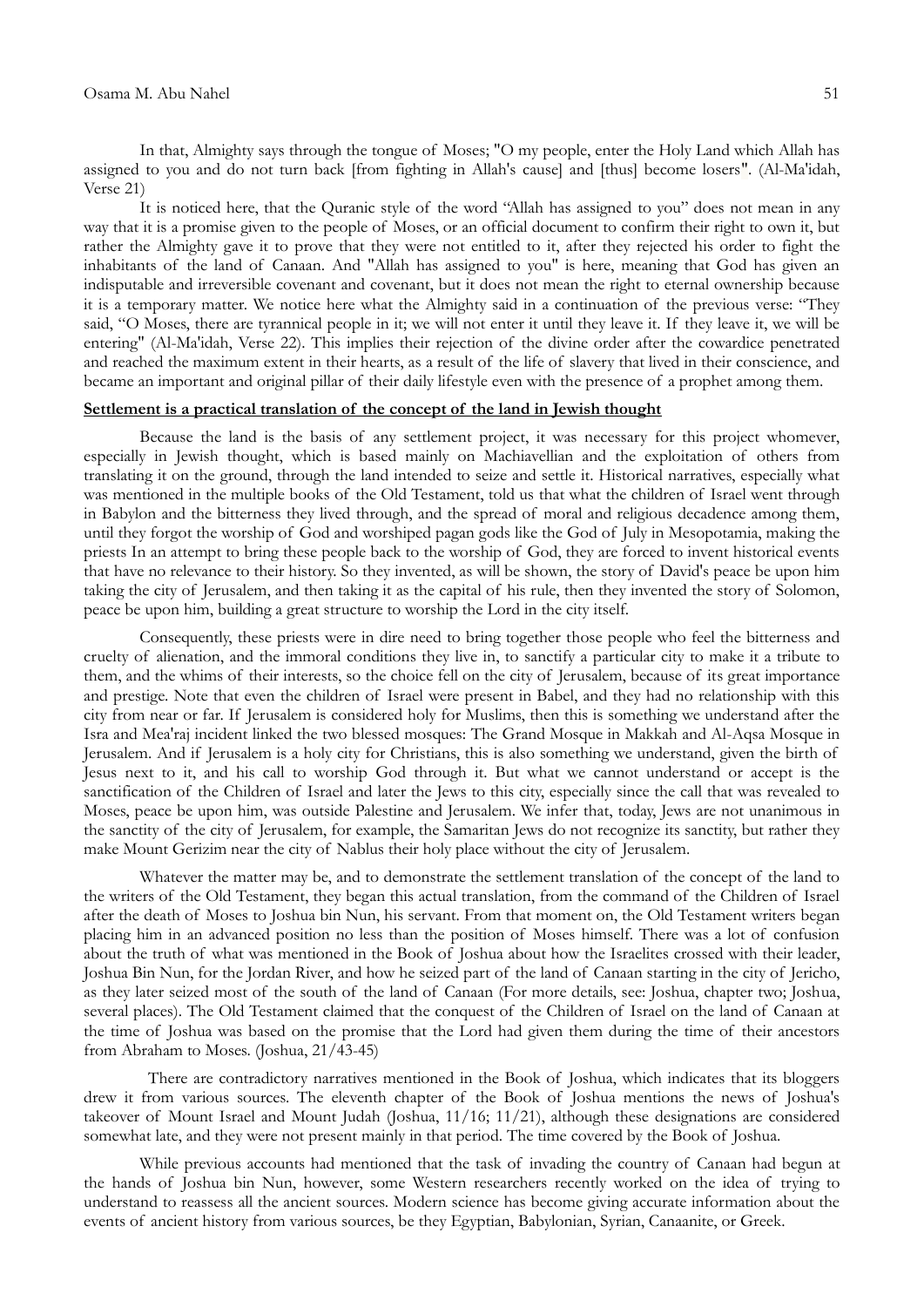In that, Almighty says through the tongue of Moses; "O my people, enter the Holy Land which Allah has assigned to you and do not turn back [from fighting in Allah's cause] and [thus] become losers". (Al-Ma'idah, Verse 21)

It is noticed here, that the Quranic style of the word "Allah has assigned to you" does not mean in any way that it is a promise given to the people of Moses, or an official document to confirm their right to own it, but rather the Almighty gave it to prove that they were not entitled to it, after they rejected his order to fight the inhabitants of the land of Canaan. And "Allah has assigned to you" is here, meaning that God has given an indisputable and irreversible covenant and covenant, but it does not mean the right to eternal ownership because it is a temporary matter. We notice here what the Almighty said in a continuation of the previous verse: "They said, "O Moses, there are tyrannical people in it; we will not enter it until they leave it. If they leave it, we will be entering" (Al-Ma'idah, Verse 22). This implies their rejection of the divine order after the cowardice penetrated and reached the maximum extent in their hearts, as a result of the life of slavery that lived in their conscience, and became an important and original pillar of their daily lifestyle even with the presence of a prophet among them.

**Settlement is a practical translation of the concept of the land in Jewish thought**

Because the land is the basis of any settlement project, it was necessary for this project whomever, especially in Jewish thought, which is based mainly on Machiavellian and the exploitation of others from translating it on the ground, through the land intended to seize and settle it. Historical narratives, especially what was mentioned in the multiple books of the Old Testament, told us that what the children of Israel went through in Babylon and the bitterness they lived through, and the spread of moral and religious decadence among them, until they forgot the worship of God and worshiped pagan gods like the God of July in Mesopotamia, making the priests In an attempt to bring these people back to the worship of God, they are forced to invent historical events that have no relevance to their history. So they invented, as will be shown, the story of David's peace be upon him taking the city of Jerusalem, and then taking it as the capital of his rule, then they invented the story of Solomon, peace be upon him, building a great structure to worship the Lord in the city itself.

Consequently, these priests were in dire need to bring together those people who feel the bitterness and cruelty of alienation, and the immoral conditions they live in, to sanctify a particular city to make it a tribute to them, and the whims of their interests, so the choice fell on the city of Jerusalem, because of its great importance and prestige. Note that even the children of Israel were present in Babel, and they had no relationship with this city from near or far. If Jerusalem is considered holy for Muslims, then this is something we understand after the Isra and Mea'raj incident linked the two blessed mosques: The Grand Mosque in Makkah and Al-Aqsa Mosque in Jerusalem. And if Jerusalem is a holy city for Christians, this is also something we understand, given the birth of Jesus next to it, and his call to worship God through it. But what we cannot understand or accept is the sanctification of the Children of Israel and later the Jews to this city, especially since the call that was revealed to Moses, peace be upon him, was outside Palestine and Jerusalem. We infer that, today, Jews are not unanimous in the sanctity of the city of Jerusalem, for example, the Samaritan Jews do not recognize its sanctity, but rather they make Mount Gerizim near the city of Nablus their holy place without the city of Jerusalem.

Whatever the matter may be, and to demonstrate the settlement translation of the concept of the land to the writers of the Old Testament, they began this actual translation, from the command of the Children of Israel after the death of Moses to Joshua bin Nun, his servant. From that moment on, the Old Testament writers began placing him in an advanced position no less than the position of Moses himself. There was a lot of confusion about the truth of what was mentioned in the Book of Joshua about how the Israelites crossed with their leader, Joshua Bin Nun, for the Jordan River, and how he seized part of the land of Canaan starting in the city of Jericho, as they later seized most of the south of the land of Canaan (For more details, see: Joshua, chapter two; Joshua, several places). The Old Testament claimed that the conquest of the Children of Israel on the land of Canaan at the time of Joshua was based on the promise that the Lord had given them during the time of their ancestors from Abraham to Moses. (Joshua, 21/43-45)

There are contradictory narratives mentioned in the Book of Joshua, which indicates that its bloggers drew it from various sources. The eleventh chapter of the Book of Joshua mentions the news of Joshua's takeover of Mount Israel and Mount Judah (Joshua, 11/16; 11/21), although these designations are considered somewhat late, and they were not present mainly in that period. The time covered by the Book of Joshua.

While previous accounts had mentioned that the task of invading the country of Canaan had begun at the hands of Joshua bin Nun, however, some Western researchers recently worked on the idea of trying to understand to reassess all the ancient sources. Modern science has become giving accurate information about the events of ancient history from various sources, be they Egyptian, Babylonian, Syrian, Canaanite, or Greek.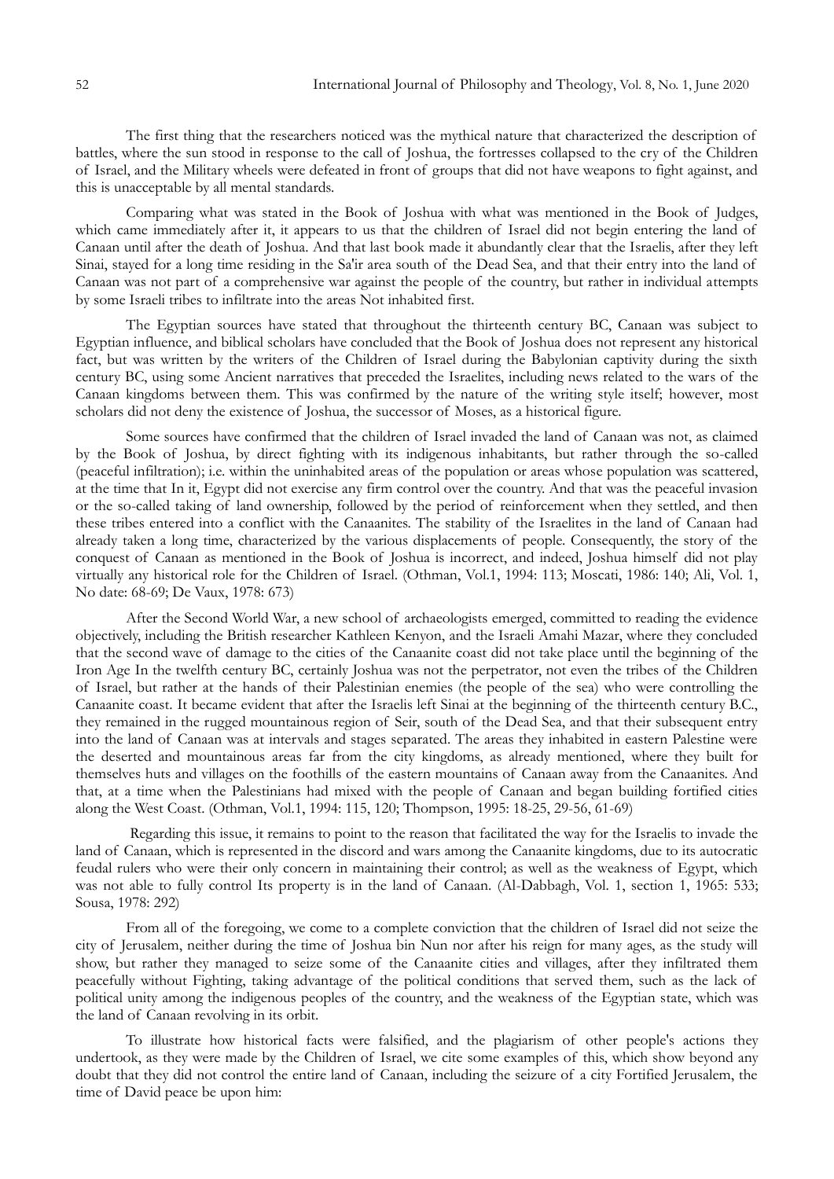The first thing that the researchers noticed was the mythical nature that characterized the description of battles, where the sun stood in response to the call of Joshua, the fortresses collapsed to the cry of the Children of Israel, and the Military wheels were defeated in front of groups that did not have weapons to fight against, and this is unacceptable by all mental standards.

Comparing what was stated in the Book of Joshua with what was mentioned in the Book of Judges, which came immediately after it, it appears to us that the children of Israel did not begin entering the land of Canaan until after the death of Joshua. And that last book made it abundantly clear that the Israelis, after they left Sinai, stayed for a long time residing in the Sa'ir area south of the Dead Sea, and that their entry into the land of Canaan was not part of a comprehensive war against the people of the country, but rather in individual attempts by some Israeli tribes to infiltrate into the areas Not inhabited first.

The Egyptian sources have stated that throughout the thirteenth century BC, Canaan was subject to Egyptian influence, and biblical scholars have concluded that the Book of Joshua does not represent any historical fact, but was written by the writers of the Children of Israel during the Babylonian captivity during the sixth century BC, using some Ancient narratives that preceded the Israelites, including news related to the wars of the Canaan kingdoms between them. This was confirmed by the nature of the writing style itself; however, most scholars did not deny the existence of Joshua, the successor of Moses, as a historical figure.

Some sources have confirmed that the children of Israel invaded the land of Canaan was not, as claimed by the Book of Joshua, by direct fighting with its indigenous inhabitants, but rather through the so-called (peaceful infiltration); i.e. within the uninhabited areas of the population or areas whose population was scattered, at the time that In it, Egypt did not exercise any firm control over the country. And that was the peaceful invasion or the so-called taking of land ownership, followed by the period of reinforcement when they settled, and then these tribes entered into a conflict with the Canaanites. The stability of the Israelites in the land of Canaan had already taken a long time, characterized by the various displacements of people. Consequently, the story of the conquest of Canaan as mentioned in the Book of Joshua is incorrect, and indeed, Joshua himself did not play virtually any historical role for the Children of Israel. (Othman, Vol.1, 1994: 113; Moscati, 1986: 140; Ali, Vol. 1, No date: 68-69; De Vaux, 1978: 673)

After the Second World War, a new school of archaeologists emerged, committed to reading the evidence objectively, including the British researcher Kathleen Kenyon, and the Israeli Amahi Mazar, where they concluded that the second wave of damage to the cities of the Canaanite coast did not take place until the beginning of the Iron Age In the twelfth century BC, certainly Joshua was not the perpetrator, not even the tribes of the Children of Israel, but rather at the hands of their Palestinian enemies (the people of the sea) who were controlling the Canaanite coast. It became evident that after the Israelis left Sinai at the beginning of the thirteenth century B.C., they remained in the rugged mountainous region of Seir, south of the Dead Sea, and that their subsequent entry into the land of Canaan was at intervals and stages separated. The areas they inhabited in eastern Palestine were the deserted and mountainous areas far from the city kingdoms, as already mentioned, where they built for themselves huts and villages on the foothills of the eastern mountains of Canaan away from the Canaanites. And that, at a time when the Palestinians had mixed with the people of Canaan and began building fortified cities along the West Coast. (Othman, Vol.1, 1994: 115, 120; Thompson, 1995: 18-25, 29-56, 61-69)

Regarding this issue, it remains to point to the reason that facilitated the way for the Israelis to invade the land of Canaan, which is represented in the discord and wars among the Canaanite kingdoms, due to its autocratic feudal rulers who were their only concern in maintaining their control; as well as the weakness of Egypt, which was not able to fully control Its property is in the land of Canaan. (Al-Dabbagh, Vol. 1, section 1, 1965: 533; Sousa, 1978: 292)

From all of the foregoing, we come to a complete conviction that the children of Israel did not seize the city of Jerusalem, neither during the time of Joshua bin Nun nor after his reign for many ages, as the study will show, but rather they managed to seize some of the Canaanite cities and villages, after they infiltrated them peacefully without Fighting, taking advantage of the political conditions that served them, such as the lack of political unity among the indigenous peoples of the country, and the weakness of the Egyptian state, which was the land of Canaan revolving in its orbit.

To illustrate how historical facts were falsified, and the plagiarism of other people's actions they undertook, as they were made by the Children of Israel, we cite some examples of this, which show beyond any doubt that they did not control the entire land of Canaan, including the seizure of a city Fortified Jerusalem, the time of David peace be upon him: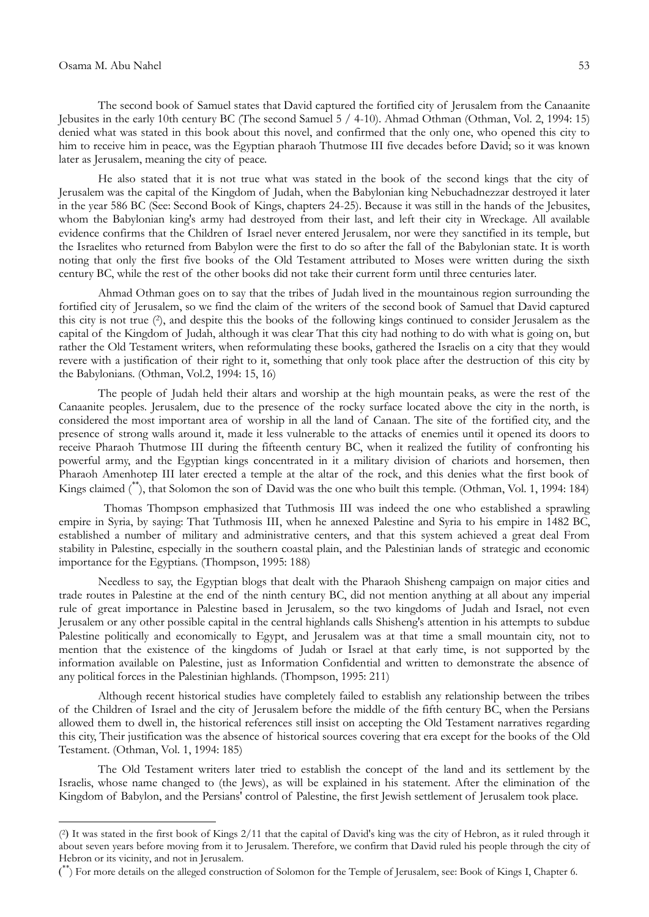The second book of Samuel states that David captured the fortified city of Jerusalem from the Canaanite Jebusites in the early 10th century BC (The second Samuel 5 / 4-10). Ahmad Othman (Othman, Vol. 2, 1994: 15) denied what was stated in this book about this novel, and confirmed that the only one, who opened this city to him to receive him in peace, was the Egyptian pharaoh Thutmose III five decades before David; so it was known later as Jerusalem, meaning the city of peace.

He also stated that it is not true what was stated in the book of the second kings that the city of Jerusalem was the capital of the Kingdom of Judah, when the Babylonian king Nebuchadnezzar destroyed it later in the year 586 BC (See: Second Book of Kings, chapters 24-25). Because it was still in the hands of the Jebusites, whom the Babylonian king's army had destroyed from their last, and left their city in Wreckage. All available evidence confirms that the Children of Israel never entered Jerusalem, nor were they sanctified in its temple, but the Israelites who returned from Babylon were the first to do so after the fall of the Babylonian state. It is worth noting that only the first five books of the Old Testament attributed to Moses were written during the sixth century BC, while the rest of the other books did not take their current form until three centuries later.

Ahmad Othman goes on to say that the tribes of Judah lived in the mountainous region surrounding the fortified city of Jerusalem, so we find the claim of the writers of the second book of Samuel that David captured this city is not true (2), and despite this the books of the following kings continued to consider Jerusalem as the capital of the Kingdom of Judah, although it was clear That this city had nothing to do with what is going on, but rather the Old Testament writers, when reformulating these books, gathered the Israelis on a city that they would revere with a justification of their right to it, something that only took place after the destruction of this city by the Babylonians. (Othman, Vol.2, 1994: 15, 16)

The people of Judah held their altars and worship at the high mountain peaks, as were the rest of the Canaanite peoples. Jerusalem, due to the presence of the rocky surface located above the city in the north, is considered the most important area of worship in all the land of Canaan. The site of the fortified city, and the presence of strong walls around it, made it less vulnerable to the attacks of enemies until it opened its doors to receive Pharaoh Thutmose III during the fifteenth century BC, when it realized the futility of confronting his powerful army, and the Egyptian kings concentrated in it a military division of chariots and horsemen, then Pharaoh Amenhotep III later erected a temple at the altar of the rock, and this denies what the first book of Kings claimed (**), that Solomon the son of David was the one who built this temple. (Othman, Vol. 1, 1994: 184)

Thomas Thompson emphasized that Tuthmosis III was indeed the one who established a sprawling empire in Syria, by saying: That Tuthmosis III, when he annexed Palestine and Syria to his empire in 1482 BC, established a number of military and administrative centers, and that this system achieved a great deal From stability in Palestine, especially in the southern coastal plain, and the Palestinian lands of strategic and economic importance for the Egyptians. (Thompson, 1995: 188)

Needless to say, the Egyptian blogs that dealt with the Pharaoh Shisheng campaign on major cities and trade routes in Palestine at the end of the ninth century BC, did not mention anything at all about any imperial rule of great importance in Palestine based in Jerusalem, so the two kingdoms of Judah and Israel, not even Jerusalem or any other possible capital in the central highlands calls Shisheng's attention in his attempts to subdue Palestine politically and economically to Egypt, and Jerusalem was at that time a small mountain city, not to mention that the existence of the kingdoms of Judah or Israel at that early time, is not supported by the information available on Palestine, just as Information Confidential and written to demonstrate the absence of any political forces in the Palestinian highlands. (Thompson, 1995: 211)

Although recent historical studies have completely failed to establish any relationship between the tribes of the Children of Israel and the city of Jerusalem before the middle of the fifth century BC, when the Persians allowed them to dwell in, the historical references still insist on accepting the Old Testament narratives regarding this city, Their justification was the absence of historical sources covering that era except for the books of the Old Testament. (Othman, Vol. 1, 1994: 185)

The Old Testament writers later tried to establish the concept of the land and its settlement by the Israelis, whose name changed to (the Jews), as will be explained in his statement. After the elimination of the Kingdom of Babylon, and the Persians' control of Palestine, the first Jewish settlement of Jerusalem took place.

---

(2) It was stated in the first book of Kings 2/11 that the capital of David's king was the city of Hebron, as it ruled through it about seven years before moving from it to Jerusalem. Therefore, we confirm that David ruled his people through the city of Hebron or its vicinity, and not in Jerusalem.

(**) For more details on the alleged construction of Solomon for the Temple of Jerusalem, see: Book of Kings I, Chapter 6.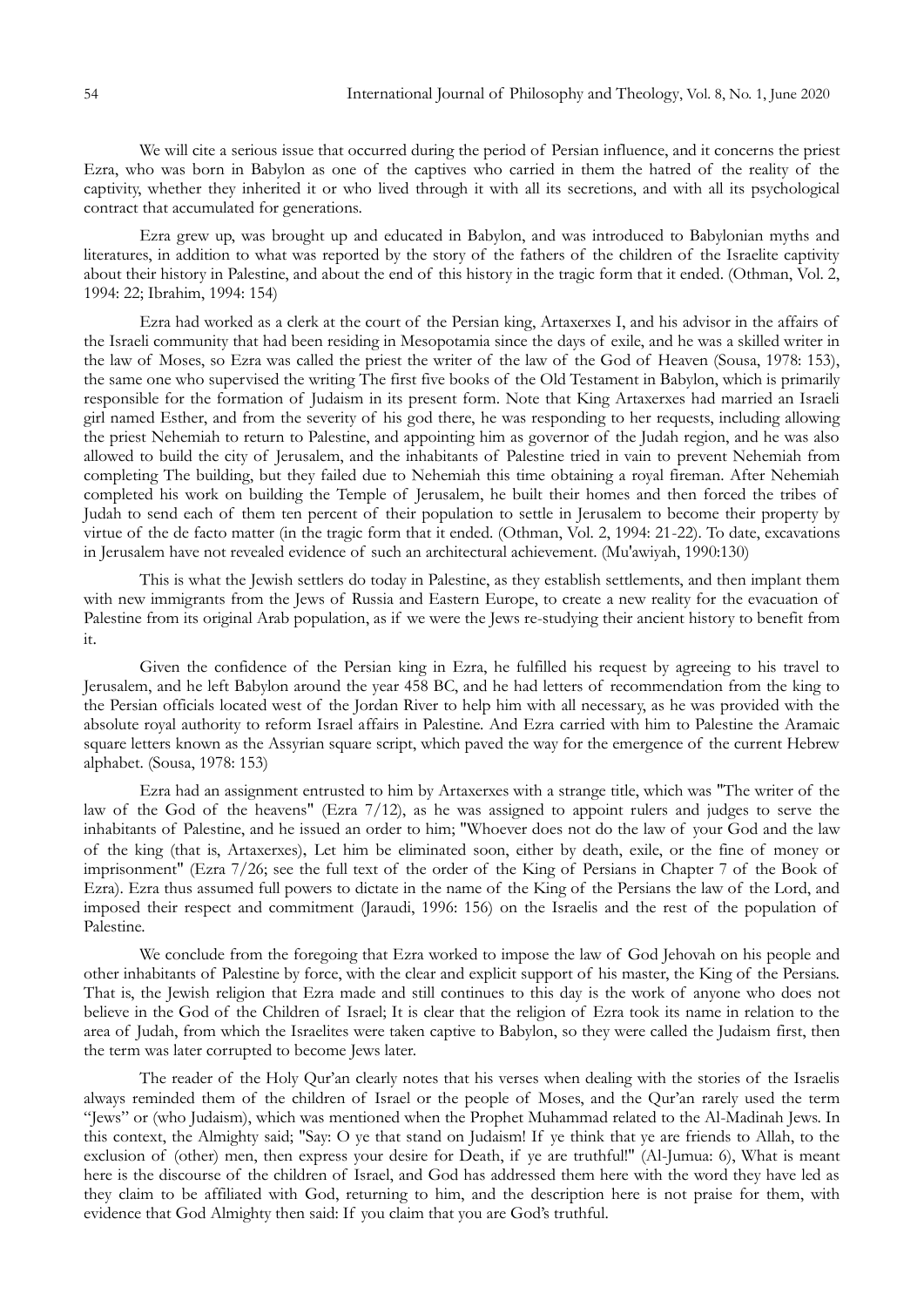We will cite a serious issue that occurred during the period of Persian influence, and it concerns the priest Ezra, who was born in Babylon as one of the captives who carried in them the hatred of the reality of the captivity, whether they inherited it or who lived through it with all its secretions, and with all its psychological contract that accumulated for generations.

Ezra grew up, was brought up and educated in Babylon, and was introduced to Babylonian myths and literatures, in addition to what was reported by the story of the fathers of the children of the Israelite captivity about their history in Palestine, and about the end of this history in the tragic form that it ended. (Othman, Vol. 2, 1994: 22; Ibrahim, 1994: 154)

Ezra had worked as a clerk at the court of the Persian king, Artaxerxes I, and his advisor in the affairs of the Israeli community that had been residing in Mesopotamia since the days of exile, and he was a skilled writer in the law of Moses, so Ezra was called the priest the writer of the law of the God of Heaven (Sousa, 1978: 153), the same one who supervised the writing The first five books of the Old Testament in Babylon, which is primarily responsible for the formation of Judaism in its present form. Note that King Artaxerxes had married an Israeli girl named Esther, and from the severity of his god there, he was responding to her requests, including allowing the priest Nehemiah to return to Palestine, and appointing him as governor of the Judah region, and he was also allowed to build the city of Jerusalem, and the inhabitants of Palestine tried in vain to prevent Nehemiah from completing The building, but they failed due to Nehemiah this time obtaining a royal fireman. After Nehemiah completed his work on building the Temple of Jerusalem, he built their homes and then forced the tribes of Judah to send each of them ten percent of their population to settle in Jerusalem to become their property by virtue of the de facto matter (in the tragic form that it ended. (Othman, Vol. 2, 1994: 21-22). To date, excavations in Jerusalem have not revealed evidence of such an architectural achievement. (Mu'awiyah, 1990:130)

This is what the Jewish settlers do today in Palestine, as they establish settlements, and then implant them with new immigrants from the Jews of Russia and Eastern Europe, to create a new reality for the evacuation of Palestine from its original Arab population, as if we were the Jews re-studying their ancient history to benefit from it.

Given the confidence of the Persian king in Ezra, he fulfilled his request by agreeing to his travel to Jerusalem, and he left Babylon around the year 458 BC, and he had letters of recommendation from the king to the Persian officials located west of the Jordan River to help him with all necessary, as he was provided with the absolute royal authority to reform Israel affairs in Palestine. And Ezra carried with him to Palestine the Aramaic square letters known as the Assyrian square script, which paved the way for the emergence of the current Hebrew alphabet. (Sousa, 1978: 153)

Ezra had an assignment entrusted to him by Artaxerxes with a strange title, which was "The writer of the law of the God of the heavens" (Ezra 7/12), as he was assigned to appoint rulers and judges to serve the inhabitants of Palestine, and he issued an order to him; "Whoever does not do the law of your God and the law of the king (that is, Artaxerxes), Let him be eliminated soon, either by death, exile, or the fine of money or imprisonment" (Ezra 7/26; see the full text of the order of the King of Persians in Chapter 7 of the Book of Ezra). Ezra thus assumed full powers to dictate in the name of the King of the Persians the law of the Lord, and imposed their respect and commitment (Jaraudi, 1996: 156) on the Israelis and the rest of the population of Palestine.

We conclude from the foregoing that Ezra worked to impose the law of God Jehovah on his people and other inhabitants of Palestine by force, with the clear and explicit support of his master, the King of the Persians. That is, the Jewish religion that Ezra made and still continues to this day is the work of anyone who does not believe in the God of the Children of Israel; It is clear that the religion of Ezra took its name in relation to the area of Judah, from which the Israelites were taken captive to Babylon, so they were called the Judaism first, then the term was later corrupted to become Jews later.

The reader of the Holy Qur'an clearly notes that his verses when dealing with the stories of the Israelis always reminded them of the children of Israel or the people of Moses, and the Qur'an rarely used the term "Jews" or (who Judaism), which was mentioned when the Prophet Muhammad related to the Al-Madinah Jews. In this context, the Almighty said; "Say: O ye that stand on Judaism! If ye think that ye are friends to Allah, to the exclusion of (other) men, then express your desire for Death, if ye are truthful!" (Al-Jumua: 6), What is meant here is the discourse of the children of Israel, and God has addressed them here with the word they have led as they claim to be affiliated with God, returning to him, and the description here is not praise for them, with evidence that God Almighty then said: If you claim that you are God's truthful.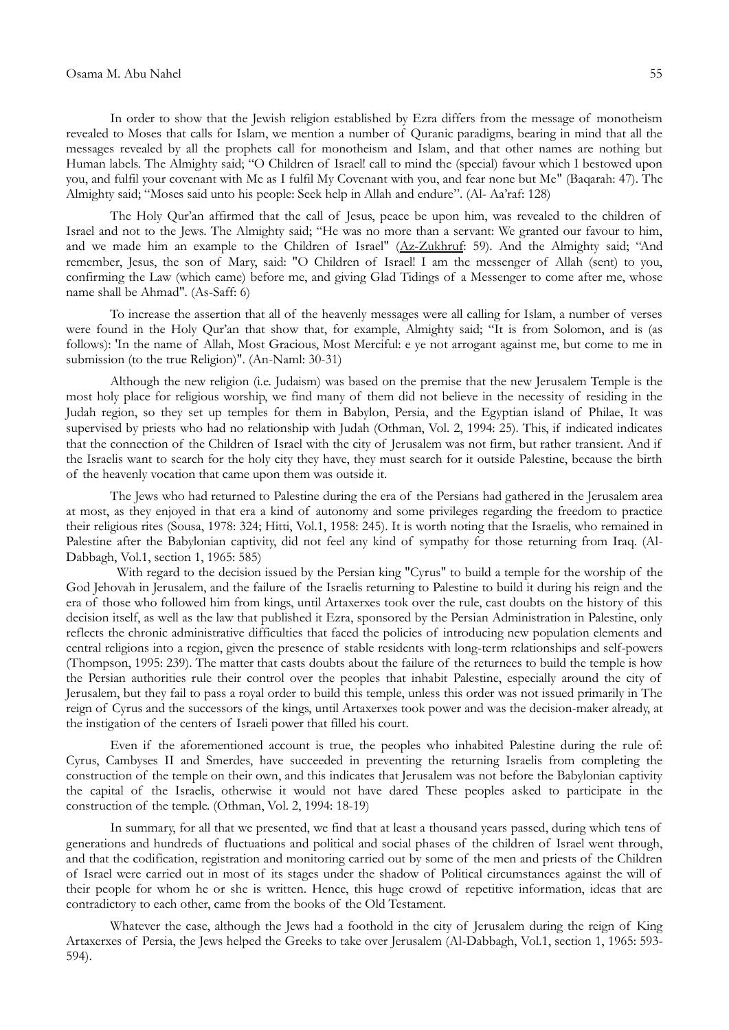In order to show that the Jewish religion established by Ezra differs from the message of monotheism revealed to Moses that calls for Islam, we mention a number of Quranic paradigms, bearing in mind that all the messages revealed by all the prophets call for monotheism and Islam, and that other names are nothing but Human labels. The Almighty said; "O Children of Israel! call to mind the (special) favour which I bestowed upon you, and fulfil your covenant with Me as I fulfil My Covenant with you, and fear none but Me" (Baqarah: 47). The Almighty said; "Moses said unto his people: Seek help in Allah and endure". (Al- Aa'raf: 128)

The Holy Qur'an affirmed that the call of Jesus, peace be upon him, was revealed to the children of Israel and not to the Jews. The Almighty said; "He was no more than a servant: We granted our favour to him, and we made him an example to the Children of Israel" (Az-Zukhruf: 59). And the Almighty said; "And remember, Jesus, the son of Mary, said: "O Children of Israel! I am the messenger of Allah (sent) to you, confirming the Law (which came) before me, and giving Glad Tidings of a Messenger to come after me, whose name shall be Ahmad". (As-Saff: 6)

To increase the assertion that all of the heavenly messages were all calling for Islam, a number of verses were found in the Holy Qur'an that show that, for example, Almighty said; "It is from Solomon, and is (as follows): 'In the name of Allah, Most Gracious, Most Merciful: e ye not arrogant against me, but come to me in submission (to the true Religion)". (An-Naml: 30-31)

Although the new religion (i.e. Judaism) was based on the premise that the new Jerusalem Temple is the most holy place for religious worship, we find many of them did not believe in the necessity of residing in the Judah region, so they set up temples for them in Babylon, Persia, and the Egyptian island of Philae, It was supervised by priests who had no relationship with Judah (Othman, Vol. 2, 1994: 25). This, if indicated indicates that the connection of the Children of Israel with the city of Jerusalem was not firm, but rather transient. And if the Israelis want to search for the holy city they have, they must search for it outside Palestine, because the birth of the heavenly vocation that came upon them was outside it.

The Jews who had returned to Palestine during the era of the Persians had gathered in the Jerusalem area at most, as they enjoyed in that era a kind of autonomy and some privileges regarding the freedom to practice their religious rites (Sousa, 1978: 324; Hitti, Vol.1, 1958: 245). It is worth noting that the Israelis, who remained in Palestine after the Babylonian captivity, did not feel any kind of sympathy for those returning from Iraq. (Al-Dabbagh, Vol.1, section 1, 1965: 585)

With regard to the decision issued by the Persian king "Cyrus" to build a temple for the worship of the God Jehovah in Jerusalem, and the failure of the Israelis returning to Palestine to build it during his reign and the era of those who followed him from kings, until Artaxerxes took over the rule, cast doubts on the history of this decision itself, as well as the law that published it Ezra, sponsored by the Persian Administration in Palestine, only reflects the chronic administrative difficulties that faced the policies of introducing new population elements and central religions into a region, given the presence of stable residents with long-term relationships and self-powers (Thompson, 1995: 239). The matter that casts doubts about the failure of the returnees to build the temple is how the Persian authorities rule their control over the peoples that inhabit Palestine, especially around the city of Jerusalem, but they fail to pass a royal order to build this temple, unless this order was not issued primarily in The reign of Cyrus and the successors of the kings, until Artaxerxes took power and was the decision-maker already, at the instigation of the centers of Israeli power that filled his court.

Even if the aforementioned account is true, the peoples who inhabited Palestine during the rule of: Cyrus, Cambyses II and Smerdes, have succeeded in preventing the returning Israelis from completing the construction of the temple on their own, and this indicates that Jerusalem was not before the Babylonian captivity the capital of the Israelis, otherwise it would not have dared These peoples asked to participate in the construction of the temple. (Othman, Vol. 2, 1994: 18-19)

In summary, for all that we presented, we find that at least a thousand years passed, during which tens of generations and hundreds of fluctuations and political and social phases of the children of Israel went through, and that the codification, registration and monitoring carried out by some of the men and priests of the Children of Israel were carried out in most of its stages under the shadow of Political circumstances against the will of their people for whom he or she is written. Hence, this huge crowd of repetitive information, ideas that are contradictory to each other, came from the books of the Old Testament.

Whatever the case, although the Jews had a foothold in the city of Jerusalem during the reign of King Artaxerxes of Persia, the Jews helped the Greeks to take over Jerusalem (Al-Dabbagh, Vol.1, section 1, 1965: 593-594).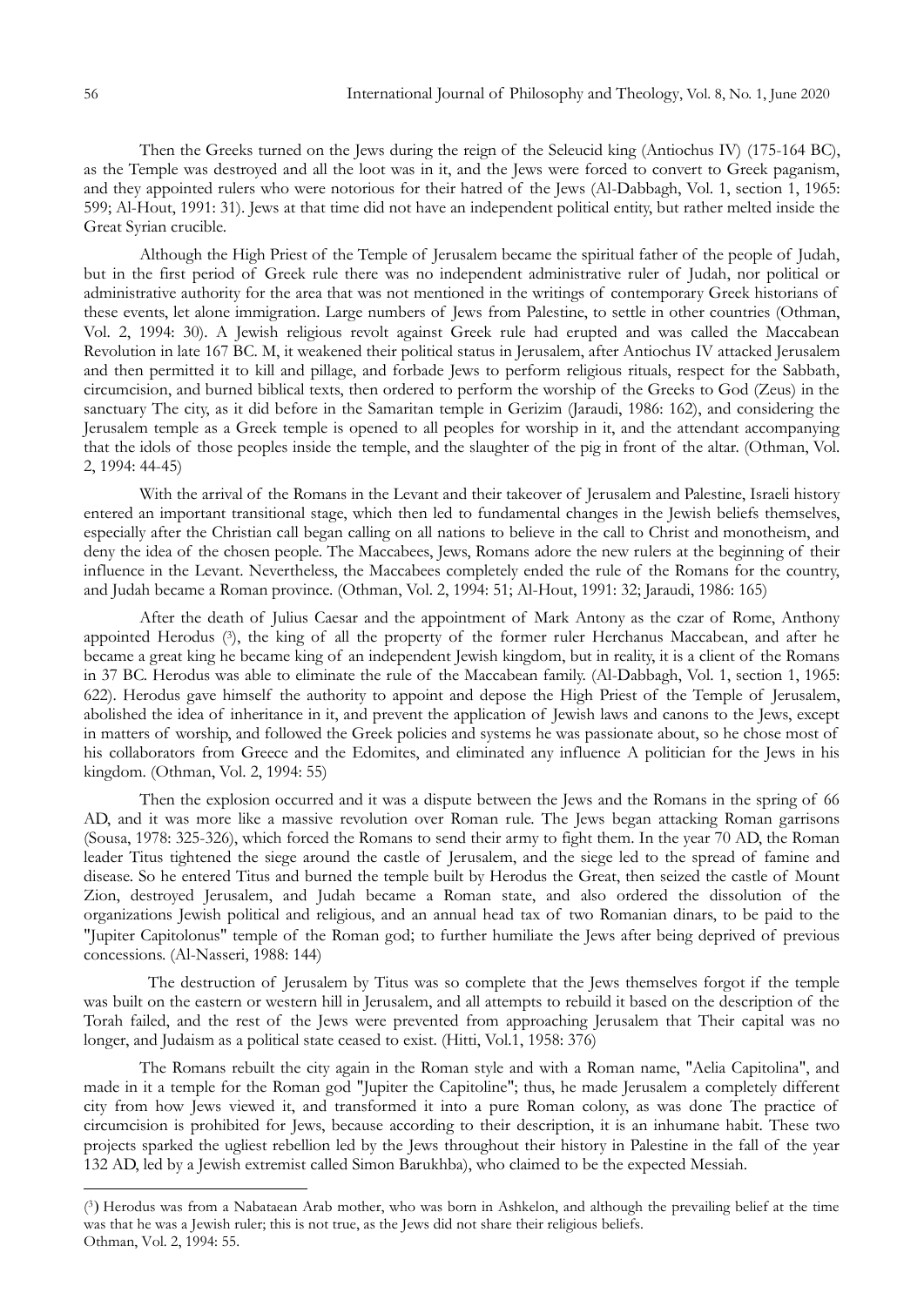Then the Greeks turned on the Jews during the reign of the Seleucid king (Antiochus IV) (175-164 BC), as the Temple was destroyed and all the loot was in it, and the Jews were forced to convert to Greek paganism, and they appointed rulers who were notorious for their hatred of the Jews (Al-Dabbagh, Vol. 1, section 1, 1965: 599; Al-Hout, 1991: 31). Jews at that time did not have an independent political entity, but rather melted inside the Great Syrian crucible.

Although the High Priest of the Temple of Jerusalem became the spiritual father of the people of Judah, but in the first period of Greek rule there was no independent administrative ruler of Judah, nor political or administrative authority for the area that was not mentioned in the writings of contemporary Greek historians of these events, let alone immigration. Large numbers of Jews from Palestine, to settle in other countries (Othman, Vol. 2, 1994: 30). A Jewish religious revolt against Greek rule had erupted and was called the Maccabean Revolution in late 167 BC. M, it weakened their political status in Jerusalem, after Antiochus IV attacked Jerusalem and then permitted it to kill and pillage, and forbade Jews to perform religious rituals, respect for the Sabbath, circumcision, and burned biblical texts, then ordered to perform the worship of the Greeks to God (Zeus) in the sanctuary The city, as it did before in the Samaritan temple in Gerizim (Jaraudi, 1986: 162), and considering the Jerusalem temple as a Greek temple is opened to all peoples for worship in it, and the attendant accompanying that the idols of those peoples inside the temple, and the slaughter of the pig in front of the altar. (Othman, Vol. 2, 1994: 44-45)

With the arrival of the Romans in the Levant and their takeover of Jerusalem and Palestine, Israeli history entered an important transitional stage, which then led to fundamental changes in the Jewish beliefs themselves, especially after the Christian call began calling on all nations to believe in the call to Christ and monotheism, and deny the idea of the chosen people. The Maccabees, Jews, Romans adore the new rulers at the beginning of their influence in the Levant. Nevertheless, the Maccabees completely ended the rule of the Romans for the country, and Judah became a Roman province. (Othman, Vol. 2, 1994: 51; Al-Hout, 1991: 32; Jaraudi, 1986: 165)

After the death of Julius Caesar and the appointment of Mark Antony as the czar of Rome, Anthony appointed Herodus [3], the king of all the property of the former ruler Herchanus Maccabean, and after he became a great king he became king of an independent Jewish kingdom, but in reality, it is a client of the Romans in 37 BC. Herodus was able to eliminate the rule of the Maccabean family. (Al-Dabbagh, Vol. 1, section 1, 1965: 622). Herodus gave himself the authority to appoint and depose the High Priest of the Temple of Jerusalem, abolished the idea of inheritance in it, and prevent the application of Jewish laws and canons to the Jews, except in matters of worship, and followed the Greek policies and systems he was passionate about, so he chose most of his collaborators from Greece and the Edomites, and eliminated any influence A politician for the Jews in his kingdom. (Othman, Vol. 2, 1994: 55)

Then the explosion occurred and it was a dispute between the Jews and the Romans in the spring of 66 AD, and it was more like a massive revolution over Roman rule. The Jews began attacking Roman garrisons (Sousa, 1978: 325-326), which forced the Romans to send their army to fight them. In the year 70 AD, the Roman leader Titus tightened the siege around the castle of Jerusalem, and the siege led to the spread of famine and disease. So he entered Titus and burned the temple built by Herodus the Great, then seized the castle of Mount Zion, destroyed Jerusalem, and Judah became a Roman state, and also ordered the dissolution of the organizations Jewish political and religious, and an annual head tax of two Romanian dinars, to be paid to the "Jupiter Capitolonus" temple of the Roman god; to further humiliate the Jews after being deprived of previous concessions. (Al-Nasseri, 1988: 144)

The destruction of Jerusalem by Titus was so complete that the Jews themselves forgot if the temple was built on the eastern or western hill in Jerusalem, and all attempts to rebuild it based on the description of the Torah failed, and the rest of the Jews were prevented from approaching Jerusalem that Their capital was no longer, and Judaism as a political state ceased to exist. (Hitti, Vol.1, 1958: 376)

The Romans rebuilt the city again in the Roman style and with a Roman name, "Aelia Capitolina", and made in it a temple for the Roman god "Jupiter the Capitoline"; thus, he made Jerusalem a completely different city from how Jews viewed it, and transformed it into a pure Roman colony, as was done The practice of circumcision is prohibited for Jews, because according to their description, it is an inhumane habit. These two projects sparked the ugliest rebellion led by the Jews throughout their history in Palestine in the fall of the year 132 AD, led by a Jewish extremist called Simon Barukhba), who claimed to be the expected Messiah.

---

[3] Herodus was from a Nabataean Arab mother, who was born in Ashkelon, and although the prevailing belief at the time was that he was a Jewish ruler; this is not true, as the Jews did not share their religious beliefs.
Othman, Vol. 2, 1994: 55.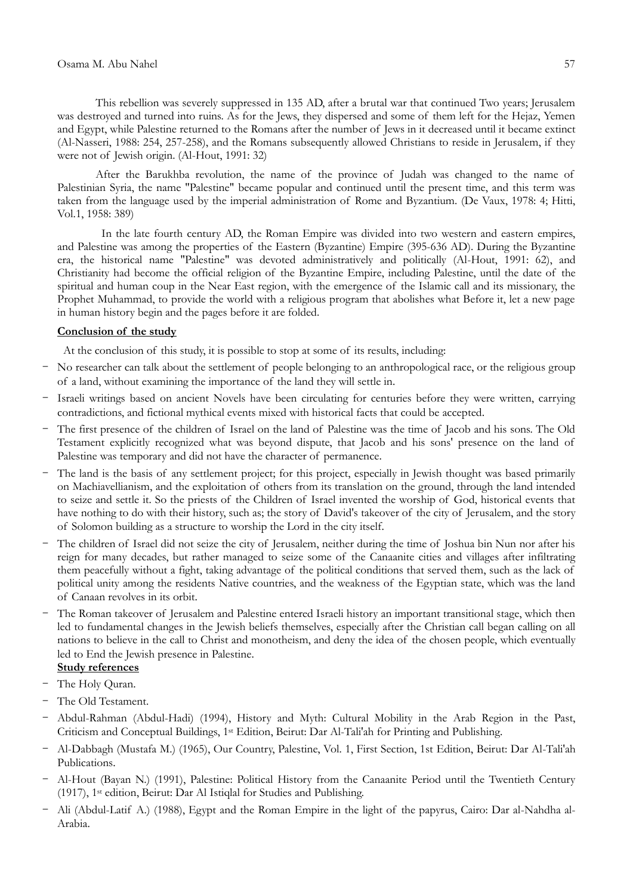This rebellion was severely suppressed in 135 AD, after a brutal war that continued Two years; Jerusalem was destroyed and turned into ruins. As for the Jews, they dispersed and some of them left for the Hejaz, Yemen and Egypt, while Palestine returned to the Romans after the number of Jews in it decreased until it became extinct (Al-Nasseri, 1988: 254, 257-258), and the Romans subsequently allowed Christians to reside in Jerusalem, if they were not of Jewish origin. (Al-Hout, 1991: 32)

After the Barukhba revolution, the name of the province of Judah was changed to the name of Palestinian Syria, the name "Palestine" became popular and continued until the present time, and this term was taken from the language used by the imperial administration of Rome and Byzantium. (De Vaux, 1978: 4; Hitti, Vol.1, 1958: 389)

In the late fourth century AD, the Roman Empire was divided into two western and eastern empires, and Palestine was among the properties of the Eastern (Byzantine) Empire (395-636 AD). During the Byzantine era, the historical name "Palestine" was devoted administratively and politically (Al-Hout, 1991: 62), and Christianity had become the official religion of the Byzantine Empire, including Palestine, until the date of the spiritual and human coup in the Near East region, with the emergence of the Islamic call and its missionary, the Prophet Muhammad, to provide the world with a religious program that abolishes what Before it, let a new page in human history begin and the pages before it are folded.

**Conclusion of the study**

At the conclusion of this study, it is possible to stop at some of its results, including:

- No researcher can talk about the settlement of people belonging to an anthropological race, or the religious group of a land, without examining the importance of the land they will settle in.
- Israeli writings based on ancient Novels have been circulating for centuries before they were written, carrying contradictions, and fictional mythical events mixed with historical facts that could be accepted.
- The first presence of the children of Israel on the land of Palestine was the time of Jacob and his sons. The Old Testament explicitly recognized what was beyond dispute, that Jacob and his sons' presence on the land of Palestine was temporary and did not have the character of permanence.
- The land is the basis of any settlement project; for this project, especially in Jewish thought was based primarily on Machiavellianism, and the exploitation of others from its translation on the ground, through the land intended to seize and settle it. So the priests of the Children of Israel invented the worship of God, historical events that have nothing to do with their history, such as; the story of David's takeover of the city of Jerusalem, and the story of Solomon building as a structure to worship the Lord in the city itself.
- The children of Israel did not seize the city of Jerusalem, neither during the time of Joshua bin Nun nor after his reign for many decades, but rather managed to seize some of the Canaanite cities and villages after infiltrating them peacefully without a fight, taking advantage of the political conditions that served them, such as the lack of political unity among the residents Native countries, and the weakness of the Egyptian state, which was the land of Canaan revolves in its orbit.
- The Roman takeover of Jerusalem and Palestine entered Israeli history an important transitional stage, which then led to fundamental changes in the Jewish beliefs themselves, especially after the Christian call began calling on all nations to believe in the call to Christ and monotheism, and deny the idea of the chosen people, which eventually led to End the Jewish presence in Palestine.

**Study references**

- The Holy Quran.
- The Old Testament.
- Abdul-Rahman (Abdul-Hadi) (1994), History and Myth: Cultural Mobility in the Arab Region in the Past, Criticism and Conceptual Buildings, 1st Edition, Beirut: Dar Al-Tali'ah for Printing and Publishing.
- Al-Dabbagh (Mustafa M.) (1965), Our Country, Palestine, Vol. 1, First Section, 1st Edition, Beirut: Dar Al-Tali'ah Publications.
- Al-Hout (Bayan N.) (1991), Palestine: Political History from the Canaanite Period until the Twentieth Century (1917), 1st edition, Beirut: Dar Al Istiqlal for Studies and Publishing.
- Ali (Abdul-Latif A.) (1988), Egypt and the Roman Empire in the light of the papyrus, Cairo: Dar al-Nahdha al-Arabia.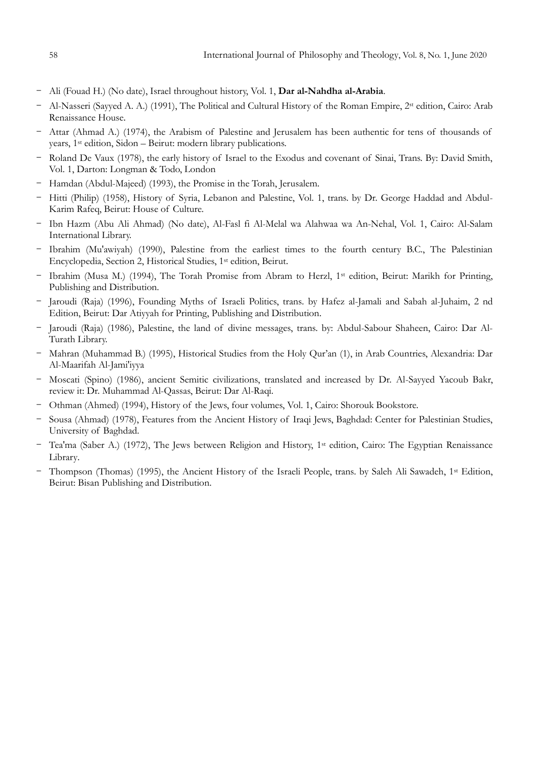- Ali (Fouad H.) (No date), Israel throughout history, Vol. 1, **Dar al-Nahdha al-Arabia**.
- Al-Nasseri (Sayyed A. A.) (1991), The Political and Cultural History of the Roman Empire, 2st edition, Cairo: Arab Renaissance House.
- Attar (Ahmad A.) (1974), the Arabism of Palestine and Jerusalem has been authentic for tens of thousands of years, 1st edition, Sidon – Beirut: modern library publications.
- Roland De Vaux (1978), the early history of Israel to the Exodus and covenant of Sinai, Trans. By: David Smith, Vol. 1, Darton: Longman & Todo, London
- Hamdan (Abdul-Majeed) (1993), the Promise in the Torah, Jerusalem.
- Hitti (Philip) (1958), History of Syria, Lebanon and Palestine, Vol. 1, trans. by Dr. George Haddad and Abdul-Karim Rafeq, Beirut: House of Culture.
- Ibn Hazm (Abu Ali Ahmad) (No date), Al-Fasl fi Al-Melal wa Alahwaa wa An-Nehal, Vol. 1, Cairo: Al-Salam International Library.
- Ibrahim (Mu'awiyah) (1990), Palestine from the earliest times to the fourth century B.C., The Palestinian Encyclopedia, Section 2, Historical Studies, 1st edition, Beirut.
- Ibrahim (Musa M.) (1994), The Torah Promise from Abram to Herzl, 1st edition, Beirut: Marikh for Printing, Publishing and Distribution.
- Jaroudi (Raja) (1996), Founding Myths of Israeli Politics, trans. by Hafez al-Jamali and Sabah al-Juhaim, 2 nd Edition, Beirut: Dar Atiyyah for Printing, Publishing and Distribution.
- Jaroudi (Raja) (1986), Palestine, the land of divine messages, trans. by: Abdul-Sabour Shaheen, Cairo: Dar Al-Turath Library.
- Mahran (Muhammad B.) (1995), Historical Studies from the Holy Qur'an (1), in Arab Countries, Alexandria: Dar Al-Maarifah Al-Jami'iyya
- Moscati (Spino) (1986), ancient Semitic civilizations, translated and increased by Dr. Al-Sayyed Yacoub Bakr, review it: Dr. Muhammad Al-Qassas, Beirut: Dar Al-Raqi.
- Othman (Ahmed) (1994), History of the Jews, four volumes, Vol. 1, Cairo: Shorouk Bookstore.
- Sousa (Ahmad) (1978), Features from the Ancient History of Iraqi Jews, Baghdad: Center for Palestinian Studies, University of Baghdad.
- Tea'ma (Saber A.) (1972), The Jews between Religion and History, 1st edition, Cairo: The Egyptian Renaissance Library.
- Thompson (Thomas) (1995), the Ancient History of the Israeli People, trans. by Saleh Ali Sawadeh, 1st Edition, Beirut: Bisan Publishing and Distribution.